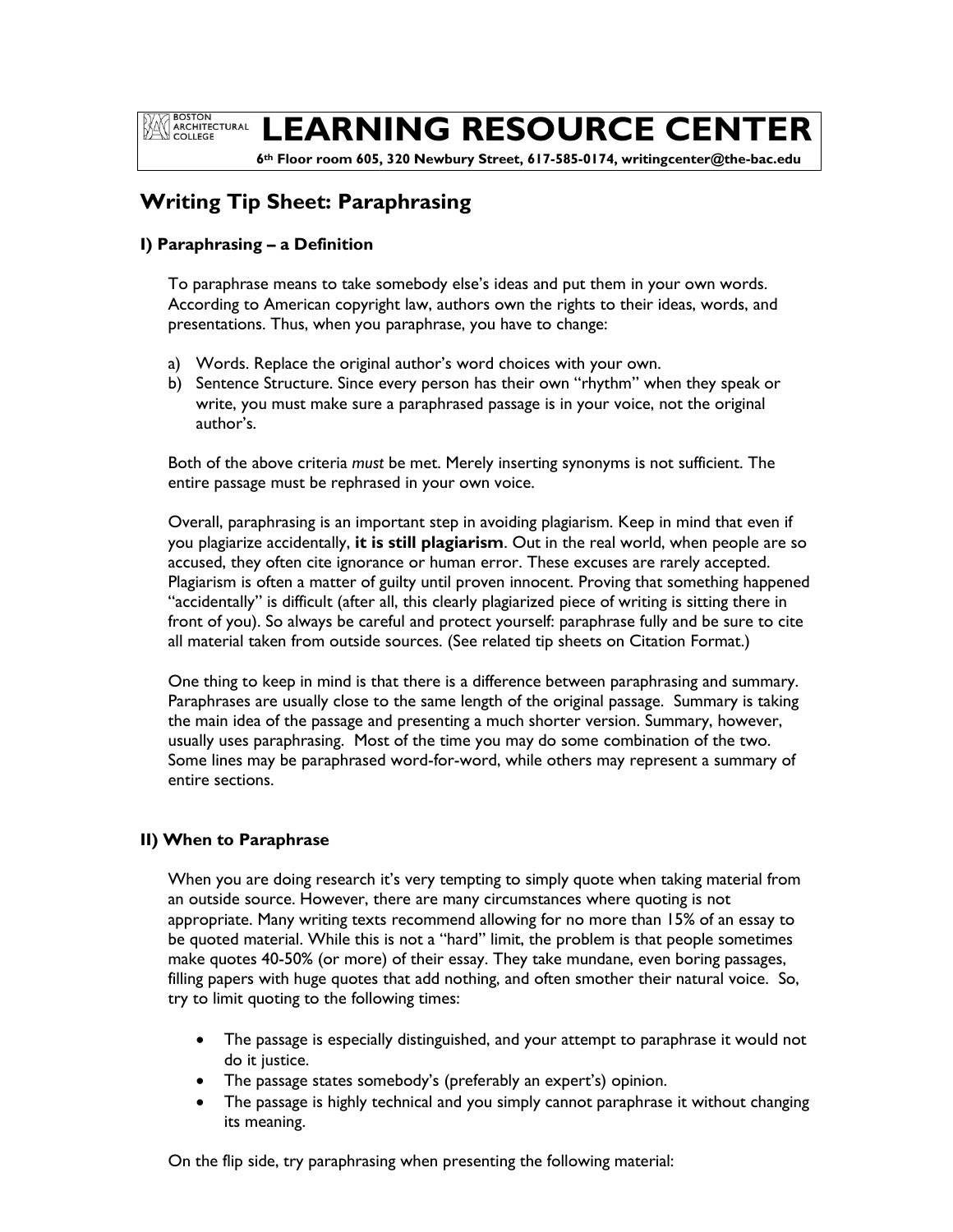# LEARNING RESOURCE CENTER

**6th Floor room 605, 320 Newbury Street, 617-585-0174, writingcenter@the-bac.edu**

## Writing Tip Sheet: Paraphrasing

### I) Paraphrasing – a Definition

To paraphrase means to take somebody else's ideas and put them in your own words. According to American copyright law, authors own the rights to their ideas, words, and presentations. Thus, when you paraphrase, you have to change:

a) Words. Replace the original author's word choices with your own.
b) Sentence Structure. Since every person has their own "rhythm" when they speak or write, you must make sure a paraphrased passage is in your voice, not the original author's.

Both of the above criteria *must* be met. Merely inserting synonyms is not sufficient. The entire passage must be rephrased in your own voice.

Overall, paraphrasing is an important step in avoiding plagiarism. Keep in mind that even if you plagiarize accidentally, **it is still plagiarism**. Out in the real world, when people are so accused, they often cite ignorance or human error. These excuses are rarely accepted. Plagiarism is often a matter of guilty until proven innocent. Proving that something happened "accidentally" is difficult (after all, this clearly plagiarized piece of writing is sitting there in front of you). So always be careful and protect yourself: paraphrase fully and be sure to cite all material taken from outside sources. (See related tip sheets on Citation Format.)

One thing to keep in mind is that there is a difference between paraphrasing and summary. Paraphrases are usually close to the same length of the original passage. Summary is taking the main idea of the passage and presenting a much shorter version. Summary, however, usually uses paraphrasing. Most of the time you may do some combination of the two. Some lines may be paraphrased word-for-word, while others may represent a summary of entire sections.

### II) When to Paraphrase

When you are doing research it's very tempting to simply quote when taking material from an outside source. However, there are many circumstances where quoting is not appropriate. Many writing texts recommend allowing for no more than 15% of an essay to be quoted material. While this is not a "hard" limit, the problem is that people sometimes make quotes 40-50% (or more) of their essay. They take mundane, even boring passages, filling papers with huge quotes that add nothing, and often smother their natural voice. So, try to limit quoting to the following times:

- The passage is especially distinguished, and your attempt to paraphrase it would not do it justice.
- The passage states somebody's (preferably an expert's) opinion.
- The passage is highly technical and you simply cannot paraphrase it without changing its meaning.

On the flip side, try paraphrasing when presenting the following material: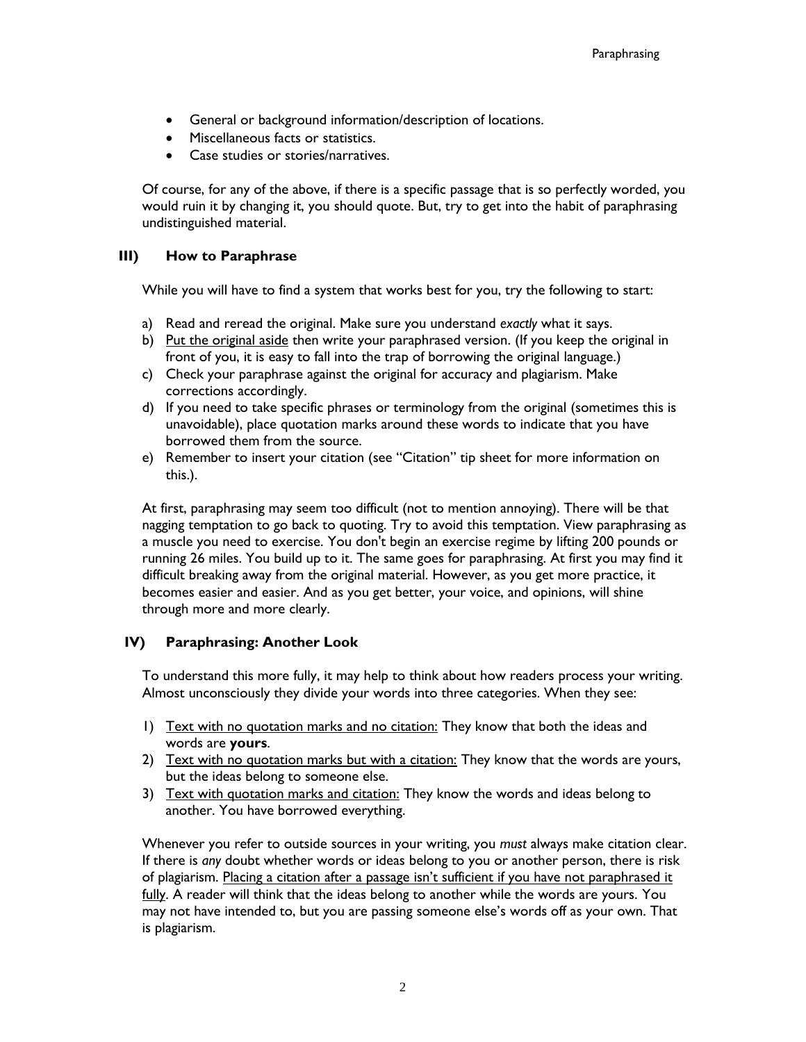- General or background information/description of locations.
- Miscellaneous facts or statistics.
- Case studies or stories/narratives.

Of course, for any of the above, if there is a specific passage that is so perfectly worded, you would ruin it by changing it, you should quote. But, try to get into the habit of paraphrasing undistinguished material.

## III) How to Paraphrase

While you will have to find a system that works best for you, try the following to start:

a) Read and reread the original. Make sure you understand *exactly* what it says.
b) <u>Put the original aside</u> then write your paraphrased version. (If you keep the original in front of you, it is easy to fall into the trap of borrowing the original language.)
c) Check your paraphrase against the original for accuracy and plagiarism. Make corrections accordingly.
d) If you need to take specific phrases or terminology from the original (sometimes this is unavoidable), place quotation marks around these words to indicate that you have borrowed them from the source.
e) Remember to insert your citation (see "Citation" tip sheet for more information on this.).

At first, paraphrasing may seem too difficult (not to mention annoying). There will be that nagging temptation to go back to quoting. Try to avoid this temptation. View paraphrasing as a muscle you need to exercise. You don't begin an exercise regime by lifting 200 pounds or running 26 miles. You build up to it. The same goes for paraphrasing. At first you may find it difficult breaking away from the original material. However, as you get more practice, it becomes easier and easier. And as you get better, your voice, and opinions, will shine through more and more clearly.

## IV) Paraphrasing: Another Look

To understand this more fully, it may help to think about how readers process your writing. Almost unconsciously they divide your words into three categories. When they see:

1) <u>Text with no quotation marks and no citation:</u> They know that both the ideas and words are **yours**.
2) <u>Text with no quotation marks but with a citation:</u> They know that the words are yours, but the ideas belong to someone else.
3) <u>Text with quotation marks and citation:</u> They know the words and ideas belong to another. You have borrowed everything.

Whenever you refer to outside sources in your writing, you *must* always make citation clear. If there is *any* doubt whether words or ideas belong to you or another person, there is risk of plagiarism. <u>Placing a citation after a passage isn't sufficient if you have not paraphrased it fully</u>. A reader will think that the ideas belong to another while the words are yours. You may not have intended to, but you are passing someone else's words off as your own. That is plagiarism.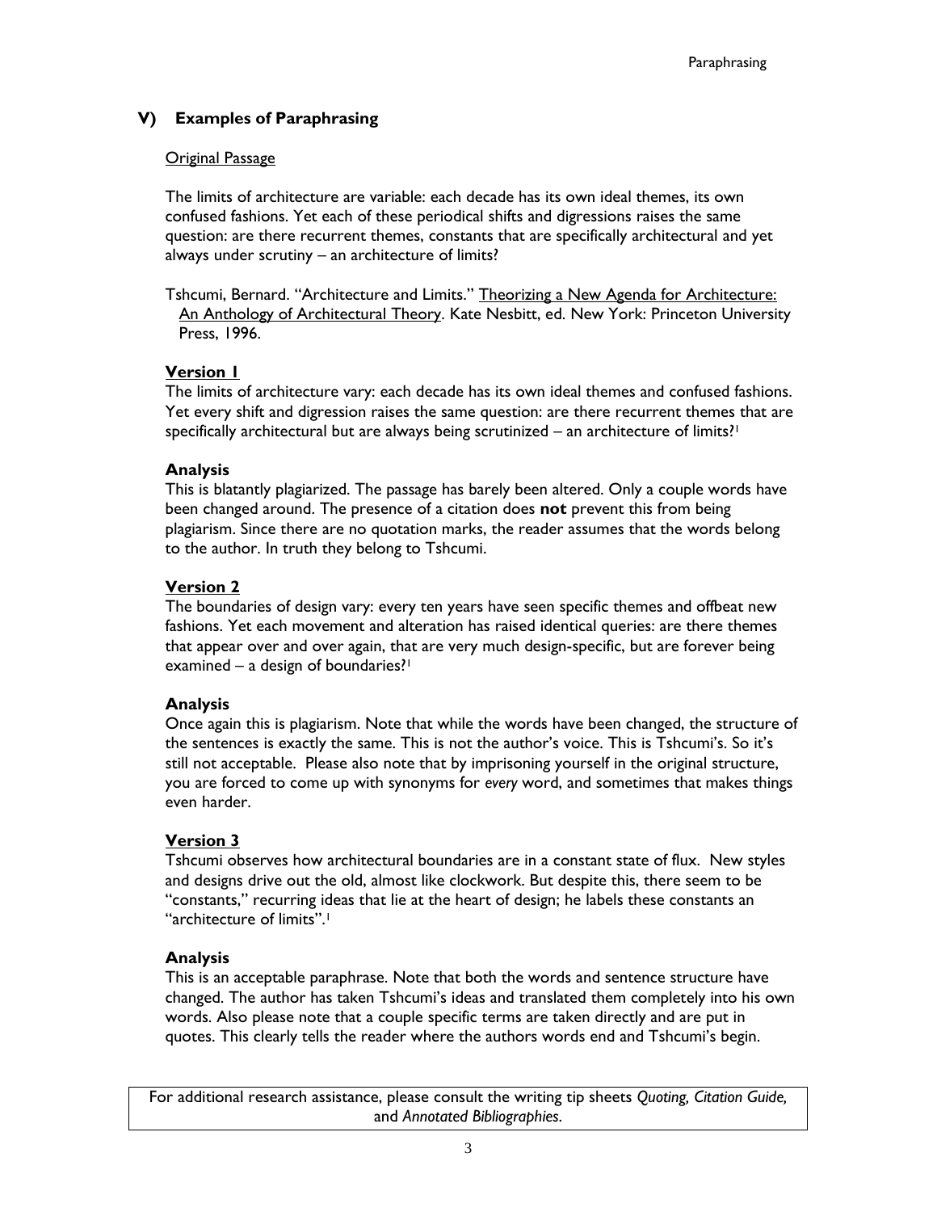## V) Examples of Paraphrasing

Original Passage

The limits of architecture are variable: each decade has its own ideal themes, its own confused fashions. Yet each of these periodical shifts and digressions raises the same question: are there recurrent themes, constants that are specifically architectural and yet always under scrutiny – an architecture of limits?

Tshcumi, Bernard. "Architecture and Limits." Theorizing a New Agenda for Architecture: An Anthology of Architectural Theory. Kate Nesbitt, ed. New York: Princeton University Press, 1996.

### Version 1

The limits of architecture vary: each decade has its own ideal themes and confused fashions. Yet every shift and digression raises the same question: are there recurrent themes that are specifically architectural but are always being scrutinized – an architecture of limits?[1]

### Analysis

This is blatantly plagiarized. The passage has barely been altered. Only a couple words have been changed around. The presence of a citation does **not** prevent this from being plagiarism. Since there are no quotation marks, the reader assumes that the words belong to the author. In truth they belong to Tshcumi.

### Version 2

The boundaries of design vary: every ten years have seen specific themes and offbeat new fashions. Yet each movement and alteration has raised identical queries: are there themes that appear over and over again, that are very much design-specific, but are forever being examined – a design of boundaries?[1]

### Analysis

Once again this is plagiarism. Note that while the words have been changed, the structure of the sentences is exactly the same. This is not the author's voice. This is Tshcumi's. So it's still not acceptable. Please also note that by imprisoning yourself in the original structure, you are forced to come up with synonyms for *every* word, and sometimes that makes things even harder.

### Version 3

Tshcumi observes how architectural boundaries are in a constant state of flux. New styles and designs drive out the old, almost like clockwork. But despite this, there seem to be "constants," recurring ideas that lie at the heart of design; he labels these constants an "architecture of limits".[1]

### Analysis

This is an acceptable paraphrase. Note that both the words and sentence structure have changed. The author has taken Tshcumi's ideas and translated them completely into his own words. Also please note that a couple specific terms are taken directly and are put in quotes. This clearly tells the reader where the authors words end and Tshcumi's begin.

For additional research assistance, please consult the writing tip sheets *Quoting, Citation Guide,* and *Annotated Bibliographies*.